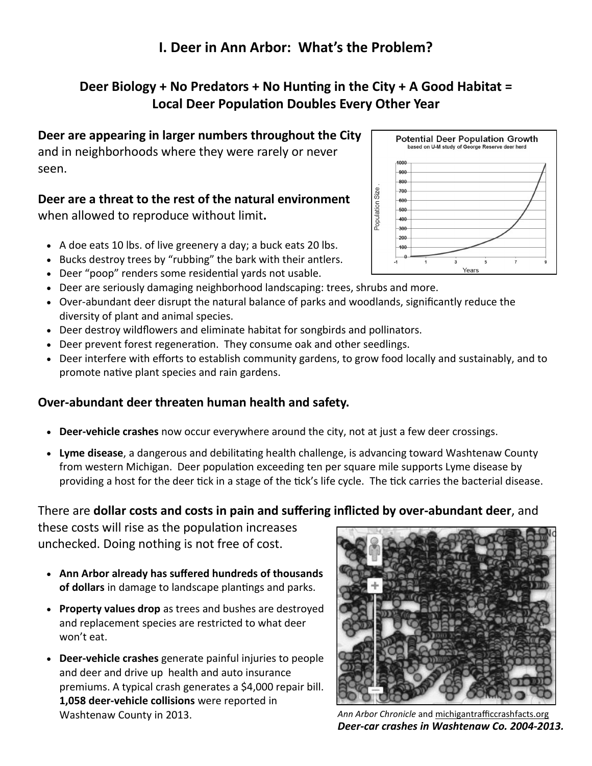# I. Deer in Ann Arbor: What's the Problem?

## Deer Biology + No Predators + No Hunting in the City + A Good Habitat = Local Deer Population Doubles Every Other Year

**Deer are appearing in larger numbers throughout the City** and in neighborhoods where they were rarely or never seen.

**Deer are a threat to the rest of the natural environment** when allowed to reproduce without limit**.**

- A doe eats 10 lbs. of live greenery a day; a buck eats 20 lbs.
- Bucks destroy trees by "rubbing" the bark with their antlers.
- Deer "poop" renders some residential yards not usable.
- Deer are seriously damaging neighborhood landscaping: trees, shrubs and more.
- Over-abundant deer disrupt the natural balance of parks and woodlands, significantly reduce the diversity of plant and animal species.
- Deer destroy wildflowers and eliminate habitat for songbirds and pollinators.
- Deer prevent forest regeneration. They consume oak and other seedlings.
- Deer interfere with efforts to establish community gardens, to grow food locally and sustainably, and to promote native plant species and rain gardens.

**Over-abundant deer threaten human health and safety.**

- **Deer-vehicle crashes** now occur everywhere around the city, not at just a few deer crossings.
- **Lyme disease**, a dangerous and debilitating health challenge, is advancing toward Washtenaw County from western Michigan. Deer population exceeding ten per square mile supports Lyme disease by providing a host for the deer tick in a stage of the tick's life cycle. The tick carries the bacterial disease.

There are **dollar costs and costs in pain and suffering inflicted by over-abundant deer**, and these costs will rise as the population increases unchecked. Doing nothing is not free of cost.

- **Ann Arbor already has suffered hundreds of thousands of dollars** in damage to landscape plantings and parks.
- **Property values drop** as trees and bushes are destroyed and replacement species are restricted to what deer won't eat.
- **Deer-vehicle crashes** generate painful injuries to people and deer and drive up health and auto insurance premiums. A typical crash generates a $4,000 repair bill. **1,058 deer-vehicle collisions** were reported in Washtenaw County in 2013.

*Ann Arbor Chronicle* and michigantrafficcrashfacts.org
***Deer-car crashes in Washtenaw Co. 2004-2013.***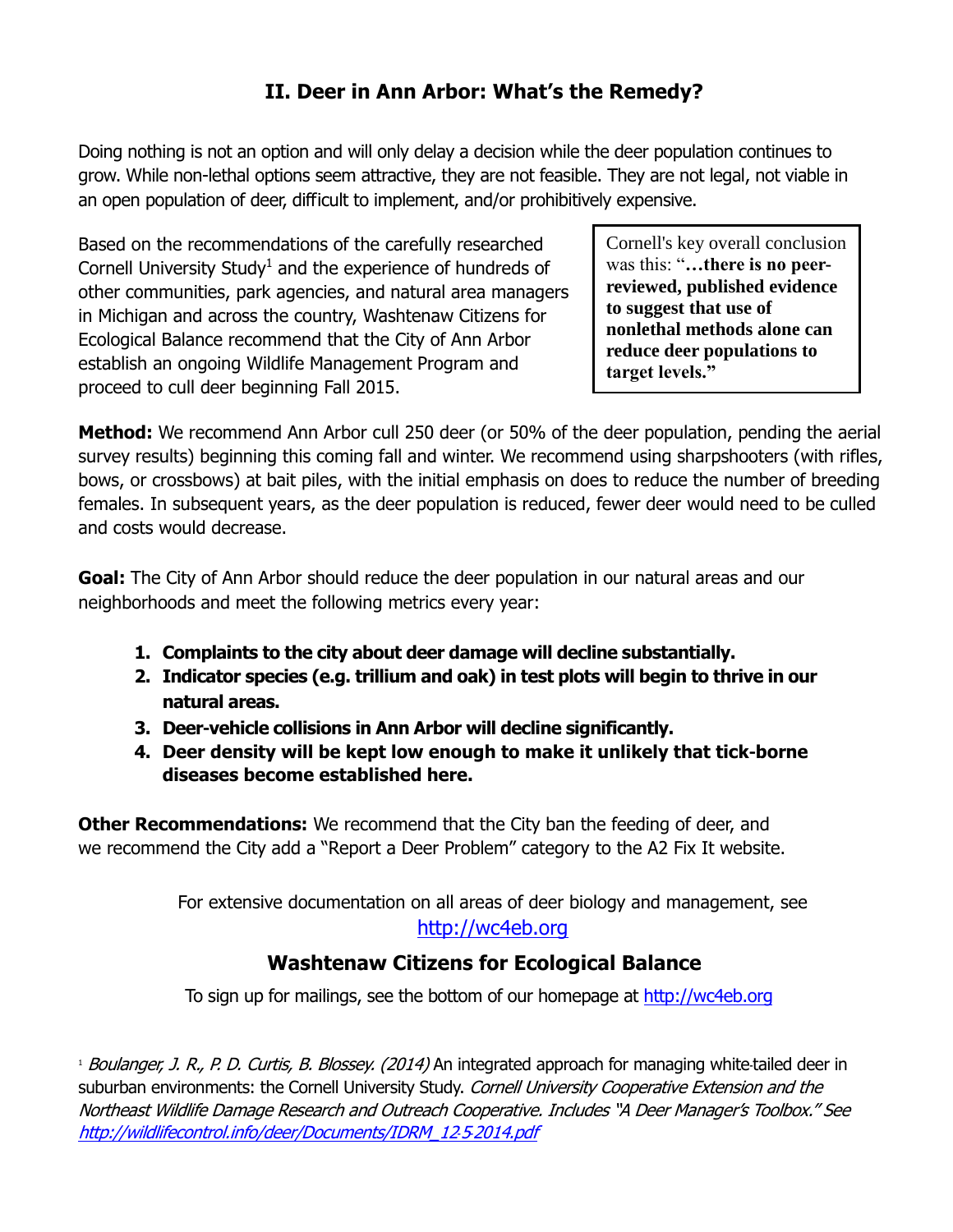## II. Deer in Ann Arbor: What's the Remedy?

Doing nothing is not an option and will only delay a decision while the deer population continues to grow. While non-lethal options seem attractive, they are not feasible. They are not legal, not viable in an open population of deer, difficult to implement, and/or prohibitively expensive.

Based on the recommendations of the carefully researched Cornell University Study[1] and the experience of hundreds of other communities, park agencies, and natural area managers in Michigan and across the country, Washtenaw Citizens for Ecological Balance recommend that the City of Ann Arbor establish an ongoing Wildlife Management Program and proceed to cull deer beginning Fall 2015.

> Cornell's key overall conclusion was this: "**…there is no peer-reviewed, published evidence to suggest that use of nonlethal methods alone can reduce deer populations to target levels.**"

**Method:** We recommend Ann Arbor cull 250 deer (or 50% of the deer population, pending the aerial survey results) beginning this coming fall and winter. We recommend using sharpshooters (with rifles, bows, or crossbows) at bait piles, with the initial emphasis on does to reduce the number of breeding females. In subsequent years, as the deer population is reduced, fewer deer would need to be culled and costs would decrease.

**Goal:** The City of Ann Arbor should reduce the deer population in our natural areas and our neighborhoods and meet the following metrics every year:

1. **Complaints to the city about deer damage will decline substantially.**
2. **Indicator species (e.g. trillium and oak) in test plots will begin to thrive in our natural areas.**
3. **Deer-vehicle collisions in Ann Arbor will decline significantly.**
4. **Deer density will be kept low enough to make it unlikely that tick-borne diseases become established here.**

**Other Recommendations:** We recommend that the City ban the feeding of deer, and we recommend the City add a "Report a Deer Problem" category to the A2 Fix It website.

For extensive documentation on all areas of deer biology and management, see http://wc4eb.org

### Washtenaw Citizens for Ecological Balance

To sign up for mailings, see the bottom of our homepage at http://wc4eb.org

[1] *Boulanger, J. R., P. D. Curtis, B. Blossey. (2014)* An integrated approach for managing white-tailed deer in suburban environments: the Cornell University Study. *Cornell University Cooperative Extension and the Northeast Wildlife Damage Research and Outreach Cooperative. Includes "A Deer Manager's Toolbox." See http://wildlifecontrol.info/deer/Documents/IDRM_12-5-2014.pdf*